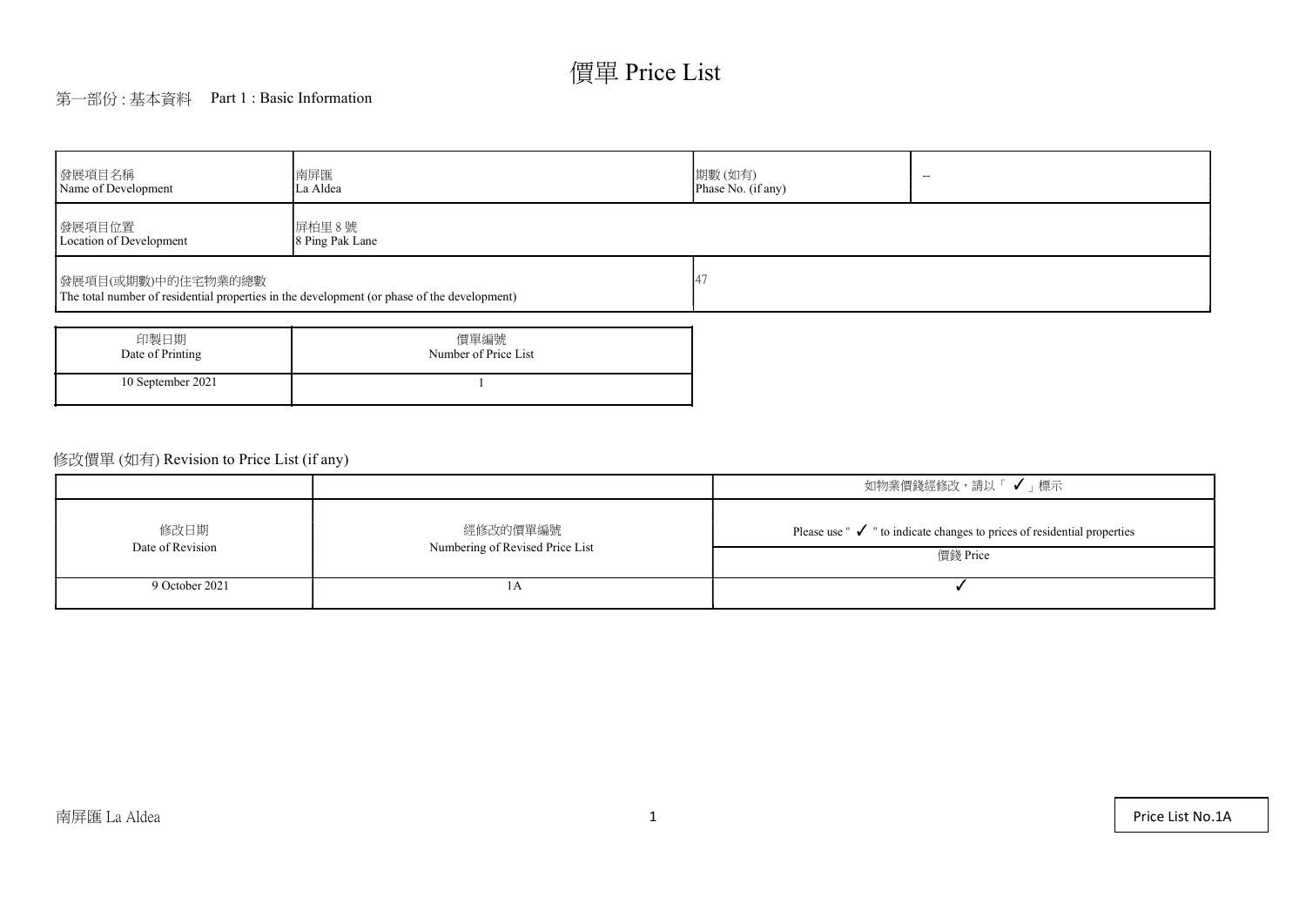# 價單 Price List

## 第一部份 : 基本資料　Part 1 : Basic Information

| 發展項目名稱<br>Name of Development | 南屏匯<br>La Aldea | 期數 (如有)<br>Phase No. (if any) | -- |
|---|---|---|---|
| 發展項目位置<br>Location of Development | 屏柏里 8 號<br>8 Ping Pak Lane | | |
| 發展項目(或期數)中的住宅物業的總數<br>The total number of residential properties in the development (or phase of the development) | | 47 | |

| 印製日期<br>Date of Printing | 價單編號<br>Number of Price List |
|---|---|
| 10 September 2021 | 1 |

## 修改價單 (如有) Revision to Price List (if any)

| 修改日期<br>Date of Revision | 經修改的價單編號<br>Numbering of Revised Price List | 如物業價錢經修改，請以「 ✓ 」標示<br>Please use " ✓ " to indicate changes to prices of residential properties<br>價錢 Price |
|---|---|---|
| 9 October 2021 | 1A | ✓ |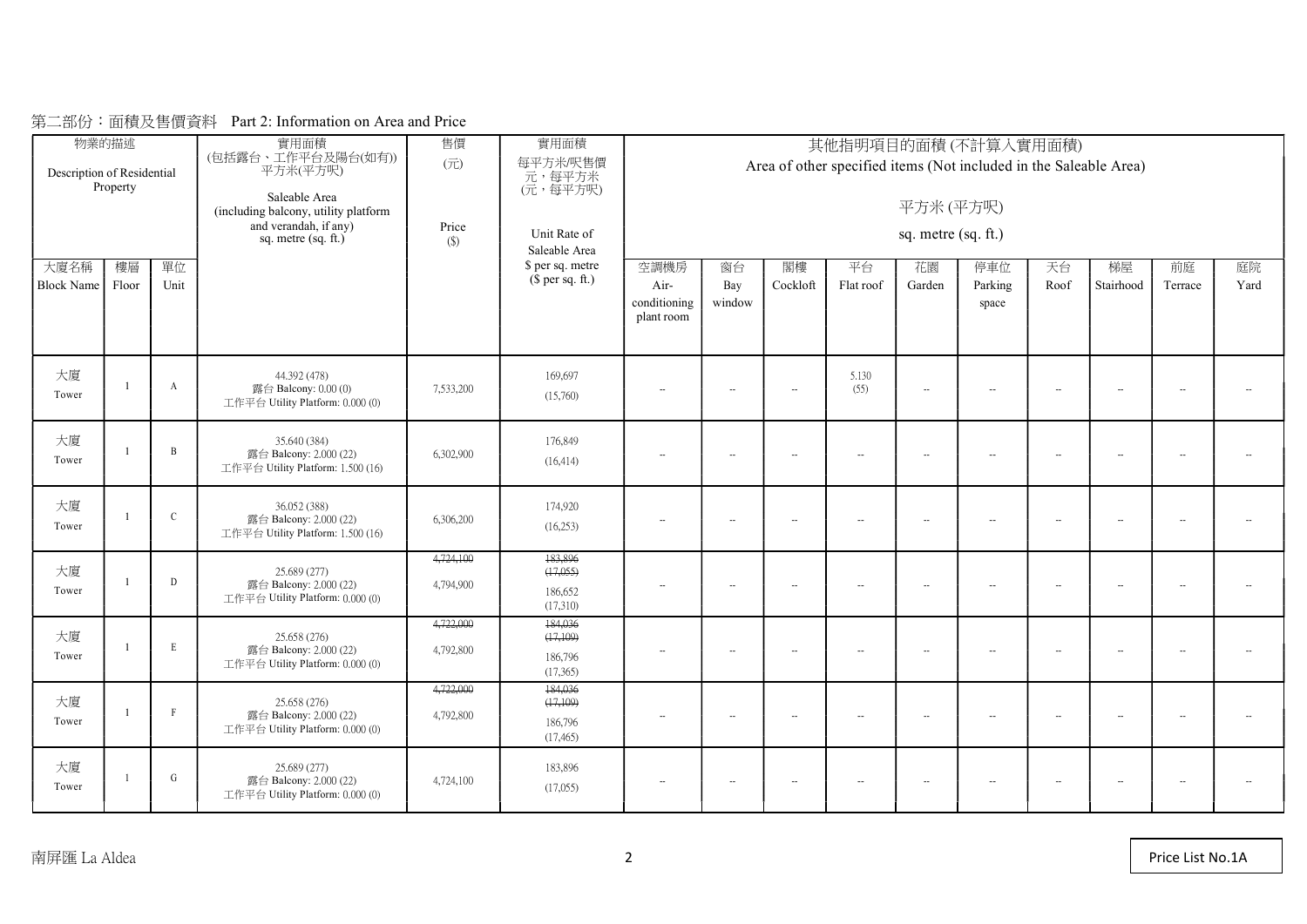第二部份：面積及售價資料 Part 2: Information on Area and Price

| 物業的描述 Description of Residential Property | | | 實用面積 (包括露台、工作平台及陽台(如有)) 平方米(平方呎) Saleable Area (including balcony, utility platform and verandah, if any) sq. metre (sq. ft.) | 售價 (元) Price ($) | 實用面積 每平方米/呎售價 元，每平方米 (元，每平方呎) Unit Rate of Saleable Area $ per sq. metre ($ per sq. ft.) | 其他指明項目的面積 (不計算入實用面積) Area of other specified items (Not included in the Saleable Area) 平方米 (平方呎) sq. metre (sq. ft.) | | | | | | | | | |
|---|---|---|---|---|---|---|---|---|---|---|---|---|---|---|---|
| 大廈名稱 Block Name | 樓層 Floor | 單位 Unit | | | | 空調機房 Air-conditioning plant room | 窗台 Bay window | 閣樓 Cockloft | 平台 Flat roof | 花園 Garden | 停車位 Parking space | 天台 Roof | 梯屋 Stairhood | 前庭 Terrace | 庭院 Yard |
| 大廈 Tower | 1 | A | 44.392 (478) 露台 Balcony: 0.00 (0) 工作平台 Utility Platform: 0.000 (0) | 7,533,200 | 169,697 (15,760) | -- | -- | -- | 5.130 (55) | -- | -- | -- | -- | -- | -- |
| 大廈 Tower | 1 | B | 35.640 (384) 露台 Balcony: 2.000 (22) 工作平台 Utility Platform: 1.500 (16) | 6,302,900 | 176,849 (16,414) | -- | -- | -- | -- | -- | -- | -- | -- | -- | -- |
| 大廈 Tower | 1 | C | 36.052 (388) 露台 Balcony: 2.000 (22) 工作平台 Utility Platform: 1.500 (16) | 6,306,200 | 174,920 (16,253) | -- | -- | -- | -- | -- | -- | -- | -- | -- | -- |
| 大廈 Tower | 1 | D | 25.689 (277) 露台 Balcony: 2.000 (22) 工作平台 Utility Platform: 0.000 (0) | ~~4,724,100~~ 4,794,900 | ~~183,896 (17,055)~~ 186,652 (17,310) | -- | -- | -- | -- | -- | -- | -- | -- | -- | -- |
| 大廈 Tower | 1 | E | 25.658 (276) 露台 Balcony: 2.000 (22) 工作平台 Utility Platform: 0.000 (0) | ~~4,722,000~~ 4,792,800 | ~~184,036 (17,109)~~ 186,796 (17,365) | -- | -- | -- | -- | -- | -- | -- | -- | -- | -- |
| 大廈 Tower | 1 | F | 25.658 (276) 露台 Balcony: 2.000 (22) 工作平台 Utility Platform: 0.000 (0) | ~~4,722,000~~ 4,792,800 | ~~184,036 (17,109)~~ 186,796 (17,465) | -- | -- | -- | -- | -- | -- | -- | -- | -- | -- |
| 大廈 Tower | 1 | G | 25.689 (277) 露台 Balcony: 2.000 (22) 工作平台 Utility Platform: 0.000 (0) | 4,724,100 | 183,896 (17,055) | -- | -- | -- | -- | -- | -- | -- | -- | -- | -- |

南屏匯 La Aldea

Price List No.1A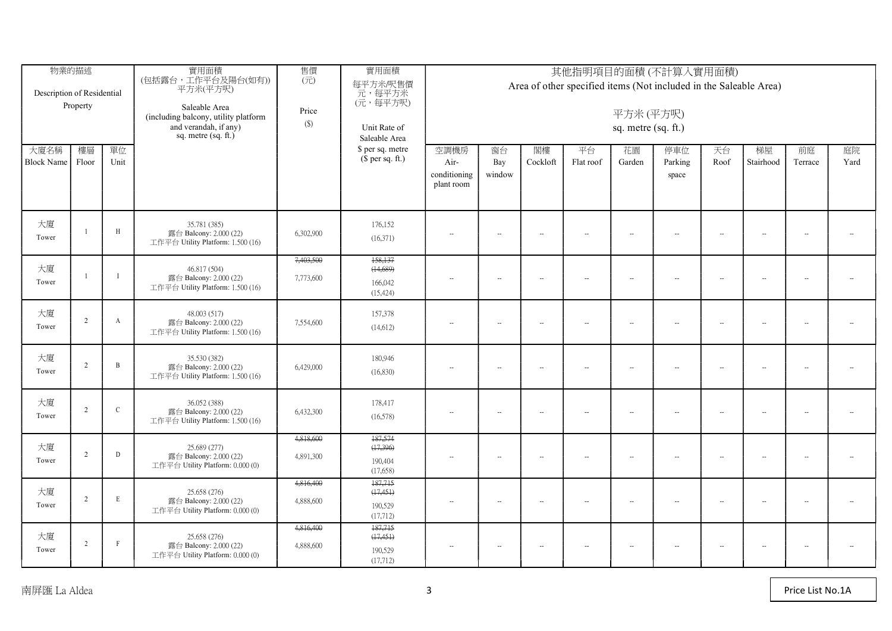| 物業的描述 Description of Residential Property | | | 實用面積 (包括露台，工作平台及陽台(如有)) 平方米(平方呎) Saleable Area (including balcony, utility platform and verandah, if any) sq. metre (sq. ft.) | 售價 (元) Price ($) | 實用面積 每平方米/呎售價 元，每平方米 (元，每平方呎) Unit Rate of Saleable Area $ per sq. metre ($ per sq. ft.) | 其他指明項目的面積 (不計算入實用面積) Area of other specified items (Not included in the Saleable Area) 平方米 (平方呎) sq. metre (sq. ft.) | | | | | | | | | |
|---|---|---|---|---|---|---|---|---|---|---|---|---|---|---|---|
| 大廈名稱 Block Name | 樓層 Floor | 單位 Unit | | | | 空調機房 Air-conditioning plant room | 窗台 Bay window | 閣樓 Cockloft | 平台 Flat roof | 花園 Garden | 停車位 Parking space | 天台 Roof | 梯屋 Stairhood | 前庭 Terrace | 庭院 Yard |
| 大廈 Tower | 1 | H | 35.781 (385) 露台 Balcony: 2.000 (22) 工作平台 Utility Platform: 1.500 (16) | 6,302,900 | 176,152 (16,371) | -- | -- | -- | -- | -- | -- | -- | -- | -- | -- |
| 大廈 Tower | 1 | I | 46.817 (504) 露台 Balcony: 2.000 (22) 工作平台 Utility Platform: 1.500 (16) | ~~7,403,500~~ 7,773,600 | ~~158,137 (14,689)~~ 166,042 (15,424) | -- | -- | -- | -- | -- | -- | -- | -- | -- | -- |
| 大廈 Tower | 2 | A | 48.003 (517) 露台 Balcony: 2.000 (22) 工作平台 Utility Platform: 1.500 (16) | 7,554,600 | 157,378 (14,612) | -- | -- | -- | -- | -- | -- | -- | -- | -- | -- |
| 大廈 Tower | 2 | B | 35.530 (382) 露台 Balcony: 2.000 (22) 工作平台 Utility Platform: 1.500 (16) | 6,429,000 | 180,946 (16,830) | -- | -- | -- | -- | -- | -- | -- | -- | -- | -- |
| 大廈 Tower | 2 | C | 36.052 (388) 露台 Balcony: 2.000 (22) 工作平台 Utility Platform: 1.500 (16) | 6,432,300 | 178,417 (16,578) | -- | -- | -- | -- | -- | -- | -- | -- | -- | -- |
| 大廈 Tower | 2 | D | 25.689 (277) 露台 Balcony: 2.000 (22) 工作平台 Utility Platform: 0.000 (0) | ~~4,818,600~~ 4,891,300 | ~~187,574 (17,396)~~ 190,404 (17,658) | -- | -- | -- | -- | -- | -- | -- | -- | -- | -- |
| 大廈 Tower | 2 | E | 25.658 (276) 露台 Balcony: 2.000 (22) 工作平台 Utility Platform: 0.000 (0) | ~~4,816,400~~ 4,888,600 | ~~187,715 (17,451)~~ 190,529 (17,712) | -- | -- | -- | -- | -- | -- | -- | -- | -- | -- |
| 大廈 Tower | 2 | F | 25.658 (276) 露台 Balcony: 2.000 (22) 工作平台 Utility Platform: 0.000 (0) | ~~4,816,400~~ 4,888,600 | ~~187,715 (17,451)~~ 190,529 (17,712) | -- | -- | -- | -- | -- | -- | -- | -- | -- | -- |

南屏匯 La Aldea

Price List No.1A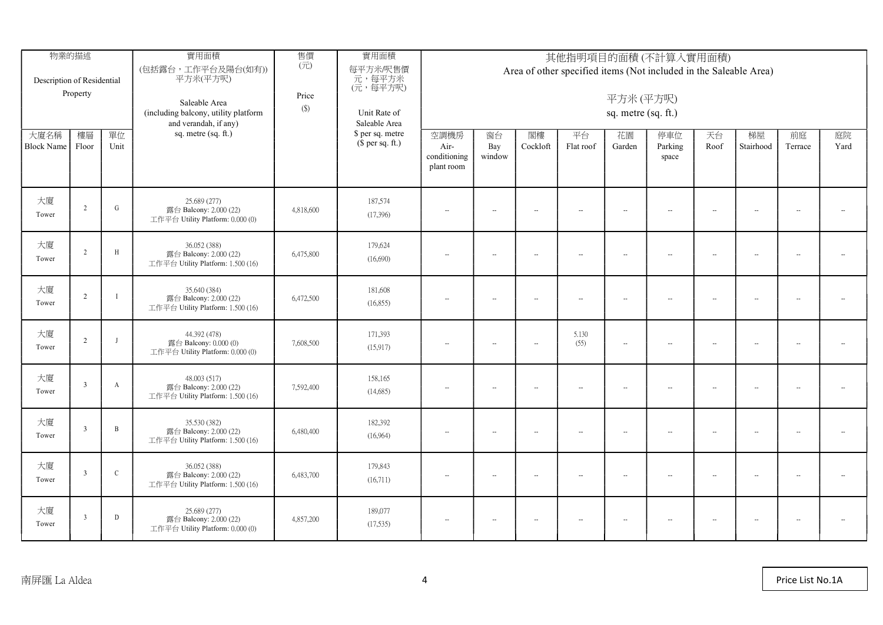| 物業的描述 Description of Residential Property | | | 實用面積 (包括露台，工作平台及陽台(如有)) 平方米(平方呎) Saleable Area (including balcony, utility platform and verandah, if any) sq. metre (sq. ft.) | 售價 (元) Price ($) | 實用面積 每平方米/呎售價 元，每平方米 (元，每平方呎) Unit Rate of Saleable Area $ per sq. metre ($ per sq. ft.) | 其他指明項目的面積 (不計算入實用面積) Area of other specified items (Not included in the Saleable Area) 平方米 (平方呎) sq. metre (sq. ft.) | | | | | | | | | |
|---|---|---|---|---|---|---|---|---|---|---|---|---|---|---|---|
| 大廈名稱 Block Name | 樓層 Floor | 單位 Unit | | | | 空調機房 Air-conditioning plant room | 窗台 Bay window | 閣樓 Cockloft | 平台 Flat roof | 花園 Garden | 停車位 Parking space | 天台 Roof | 梯屋 Stairhood | 前庭 Terrace | 庭院 Yard |
| 大廈 Tower | 2 | G | 25.689 (277) 露台 Balcony: 2.000 (22) 工作平台 Utility Platform: 0.000 (0) | 4,818,600 | 187,574 (17,396) | -- | -- | -- | -- | -- | -- | -- | -- | -- | -- |
| 大廈 Tower | 2 | H | 36.052 (388) 露台 Balcony: 2.000 (22) 工作平台 Utility Platform: 1.500 (16) | 6,475,800 | 179,624 (16,690) | -- | -- | -- | -- | -- | -- | -- | -- | -- | -- |
| 大廈 Tower | 2 | I | 35.640 (384) 露台 Balcony: 2.000 (22) 工作平台 Utility Platform: 1.500 (16) | 6,472,500 | 181,608 (16,855) | -- | -- | -- | -- | -- | -- | -- | -- | -- | -- |
| 大廈 Tower | 2 | J | 44.392 (478) 露台 Balcony: 0.000 (0) 工作平台 Utility Platform: 0.000 (0) | 7,608,500 | 171,393 (15,917) | -- | -- | -- | 5.130 (55) | -- | -- | -- | -- | -- | -- |
| 大廈 Tower | 3 | A | 48.003 (517) 露台 Balcony: 2.000 (22) 工作平台 Utility Platform: 1.500 (16) | 7,592,400 | 158,165 (14,685) | -- | -- | -- | -- | -- | -- | -- | -- | -- | -- |
| 大廈 Tower | 3 | B | 35.530 (382) 露台 Balcony: 2.000 (22) 工作平台 Utility Platform: 1.500 (16) | 6,480,400 | 182,392 (16,964) | -- | -- | -- | -- | -- | -- | -- | -- | -- | -- |
| 大廈 Tower | 3 | C | 36.052 (388) 露台 Balcony: 2.000 (22) 工作平台 Utility Platform: 1.500 (16) | 6,483,700 | 179,843 (16,711) | -- | -- | -- | -- | -- | -- | -- | -- | -- | -- |
| 大廈 Tower | 3 | D | 25.689 (277) 露台 Balcony: 2.000 (22) 工作平台 Utility Platform: 0.000 (0) | 4,857,200 | 189,077 (17,535) | -- | -- | -- | -- | -- | -- | -- | -- | -- | -- |

南屏匯 La Aldea

Price List No.1A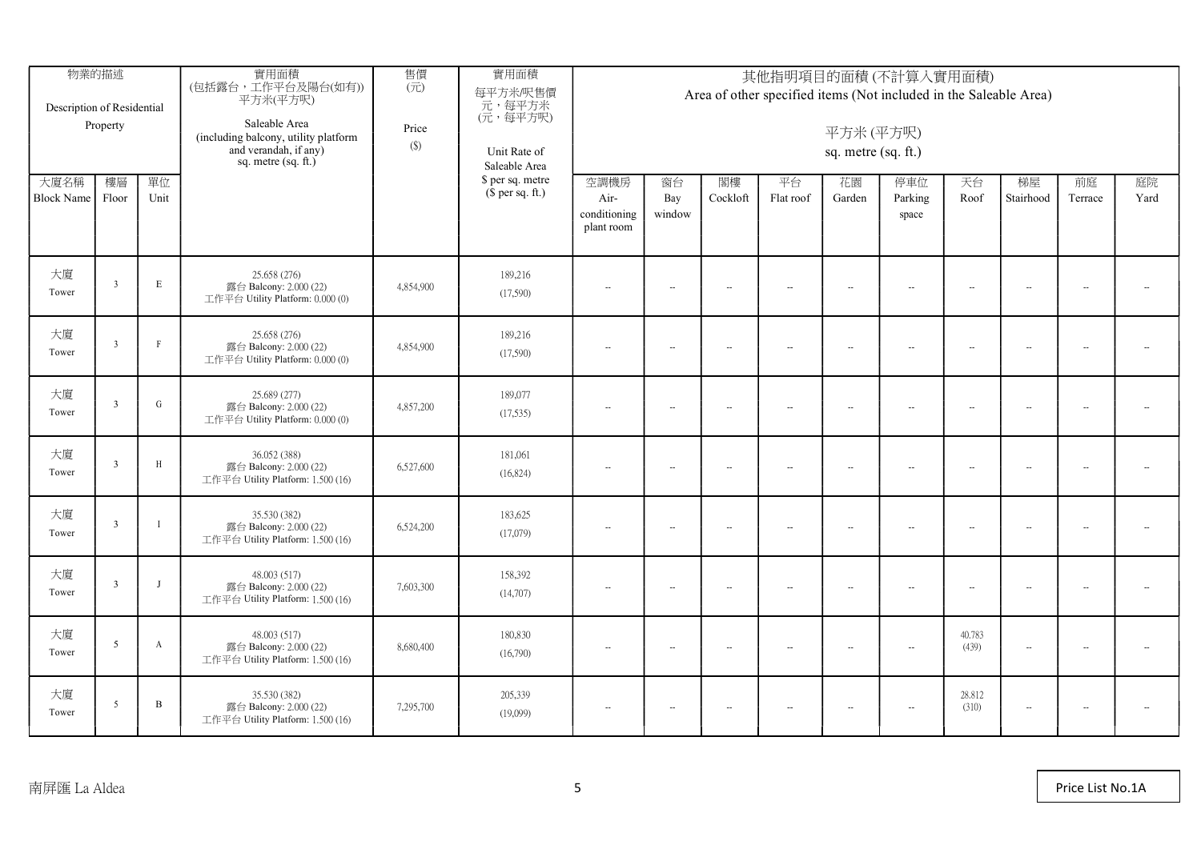| 物業的描述 Description of Residential Property | | | 實用面積 (包括露台，工作平台及陽台(如有)) 平方米(平方呎) Saleable Area (including balcony, utility platform and verandah, if any) sq. metre (sq. ft.) | 售價 (元) Price ($) | 實用面積 每平方米/呎售價 元，每平方米 (元，每平方呎) Unit Rate of Saleable Area $ per sq. metre ($ per sq. ft.) | 其他指明項目的面積 (不計算入實用面積) Area of other specified items (Not included in the Saleable Area) 平方米 (平方呎) sq. metre (sq. ft.) | | | | | | | | | |
|---|---|---|---|---|---|---|---|---|---|---|---|---|---|---|---|
| 大廈名稱 Block Name | 樓層 Floor | 單位 Unit | | | | 空調機房 Air-conditioning plant room | 窗台 Bay window | 閣樓 Cockloft | 平台 Flat roof | 花園 Garden | 停車位 Parking space | 天台 Roof | 梯屋 Stairhood | 前庭 Terrace | 庭院 Yard |
| 大廈 Tower | 3 | E | 25.658 (276) 露台 Balcony: 2.000 (22) 工作平台 Utility Platform: 0.000 (0) | 4,854,900 | 189,216 (17,590) | -- | -- | -- | -- | -- | -- | -- | -- | -- | -- |
| 大廈 Tower | 3 | F | 25.658 (276) 露台 Balcony: 2.000 (22) 工作平台 Utility Platform: 0.000 (0) | 4,854,900 | 189,216 (17,590) | -- | -- | -- | -- | -- | -- | -- | -- | -- | -- |
| 大廈 Tower | 3 | G | 25.689 (277) 露台 Balcony: 2.000 (22) 工作平台 Utility Platform: 0.000 (0) | 4,857,200 | 189,077 (17,535) | -- | -- | -- | -- | -- | -- | -- | -- | -- | -- |
| 大廈 Tower | 3 | H | 36.052 (388) 露台 Balcony: 2.000 (22) 工作平台 Utility Platform: 1.500 (16) | 6,527,600 | 181,061 (16,824) | -- | -- | -- | -- | -- | -- | -- | -- | -- | -- |
| 大廈 Tower | 3 | I | 35.530 (382) 露台 Balcony: 2.000 (22) 工作平台 Utility Platform: 1.500 (16) | 6,524,200 | 183,625 (17,079) | -- | -- | -- | -- | -- | -- | -- | -- | -- | -- |
| 大廈 Tower | 3 | J | 48.003 (517) 露台 Balcony: 2.000 (22) 工作平台 Utility Platform: 1.500 (16) | 7,603,300 | 158,392 (14,707) | -- | -- | -- | -- | -- | -- | -- | -- | -- | -- |
| 大廈 Tower | 5 | A | 48.003 (517) 露台 Balcony: 2.000 (22) 工作平台 Utility Platform: 1.500 (16) | 8,680,400 | 180,830 (16,790) | -- | -- | -- | -- | -- | -- | 40.783 (439) | -- | -- | -- |
| 大廈 Tower | 5 | B | 35.530 (382) 露台 Balcony: 2.000 (22) 工作平台 Utility Platform: 1.500 (16) | 7,295,700 | 205,339 (19,099) | -- | -- | -- | -- | -- | -- | 28.812 (310) | -- | -- | -- |

南屏匯 La Aldea

Price List No.1A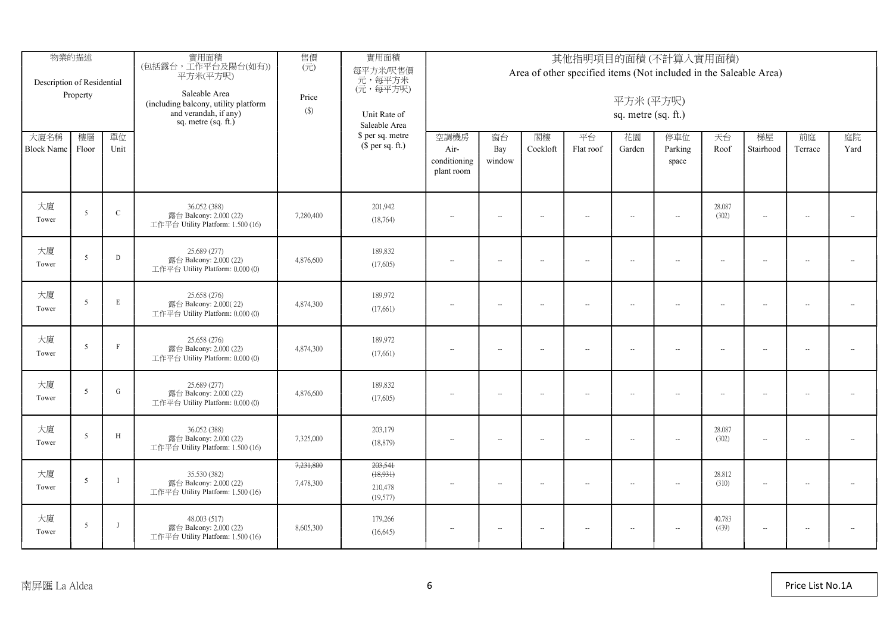| 物業的描述 Description of Residential Property | | | 實用面積 (包括露台，工作平台及陽台(如有)) 平方米(平方呎) Saleable Area (including balcony, utility platform and verandah, if any) sq. metre (sq. ft.) | 售價 (元) Price ($) | 實用面積 每平方米/呎售價 元，每平方米 (元，每平方呎) Unit Rate of Saleable Area $ per sq. metre ($ per sq. ft.) | 其他指明項目的面積 (不計算入實用面積) Area of other specified items (Not included in the Saleable Area) 平方米 (平方呎) sq. metre (sq. ft.) | | | | | | | | | |
|---|---|---|---|---|---|---|---|---|---|---|---|---|---|---|---|
| 大廈名稱 Block Name | 樓層 Floor | 單位 Unit | | | | 空調機房 Air-conditioning plant room | 窗台 Bay window | 閣樓 Cockloft | 平台 Flat roof | 花園 Garden | 停車位 Parking space | 天台 Roof | 梯屋 Stairhood | 前庭 Terrace | 庭院 Yard |
| 大廈 Tower | 5 | C | 36.052 (388) 露台 Balcony: 2.000 (22) 工作平台 Utility Platform: 1.500 (16) | 7,280,400 | 201,942 (18,764) | -- | -- | -- | -- | -- | -- | 28.087 (302) | -- | -- | -- |
| 大廈 Tower | 5 | D | 25.689 (277) 露台 Balcony: 2.000 (22) 工作平台 Utility Platform: 0.000 (0) | 4,876,600 | 189,832 (17,605) | -- | -- | -- | -- | -- | -- | -- | -- | -- | -- |
| 大廈 Tower | 5 | E | 25.658 (276) 露台 Balcony: 2.000( 22) 工作平台 Utility Platform: 0.000 (0) | 4,874,300 | 189,972 (17,661) | -- | -- | -- | -- | -- | -- | -- | -- | -- | -- |
| 大廈 Tower | 5 | F | 25.658 (276) 露台 Balcony: 2.000 (22) 工作平台 Utility Platform: 0.000 (0) | 4,874,300 | 189,972 (17,661) | -- | -- | -- | -- | -- | -- | -- | -- | -- | -- |
| 大廈 Tower | 5 | G | 25.689 (277) 露台 Balcony: 2.000 (22) 工作平台 Utility Platform: 0.000 (0) | 4,876,600 | 189,832 (17,605) | -- | -- | -- | -- | -- | -- | -- | -- | -- | -- |
| 大廈 Tower | 5 | H | 36.052 (388) 露台 Balcony: 2.000 (22) 工作平台 Utility Platform: 1.500 (16) | 7,325,000 | 203,179 (18,879) | -- | -- | -- | -- | -- | -- | 28.087 (302) | -- | -- | -- |
| 大廈 Tower | 5 | I | 35.530 (382) 露台 Balcony: 2.000 (22) 工作平台 Utility Platform: 1.500 (16) | ~~7,231,800~~ 7,478,300 | ~~203,541 (18,931)~~ 210,478 (19,577) | -- | -- | -- | -- | -- | -- | 28.812 (310) | -- | -- | -- |
| 大廈 Tower | 5 | J | 48.003 (517) 露台 Balcony: 2.000 (22) 工作平台 Utility Platform: 1.500 (16) | 8,605,300 | 179,266 (16,645) | -- | -- | -- | -- | -- | -- | 40.783 (439) | -- | -- | -- |

南屏匯 La Aldea

Price List No.1A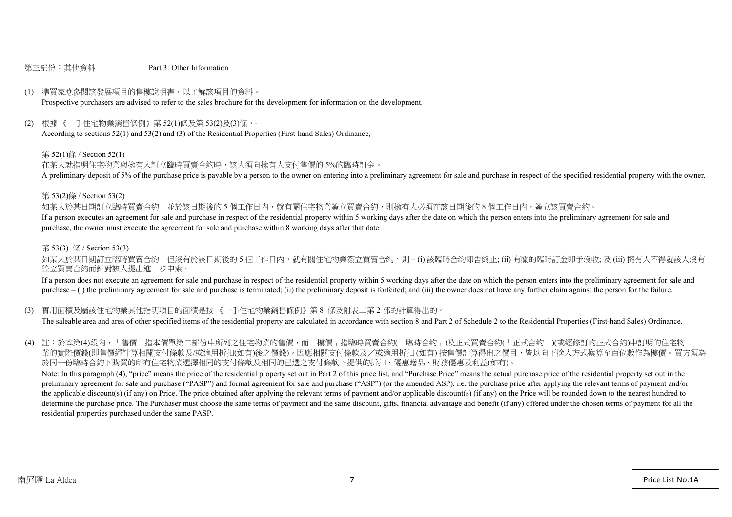第三部份：其他資料　　　　　Part 3: Other Information

(1) 準買家應參閱該發展項目的售樓說明書，以了解該項目的資料。
Prospective purchasers are advised to refer to the sales brochure for the development for information on the development.

(2) 根據 《一手住宅物業銷售條例》第 52(1)條及第 53(2)及(3)條，-
According to sections 52(1) and 53(2) and (3) of the Residential Properties (First-hand Sales) Ordinance,-

第 52(1)條 / Section 52(1)

在某人就指明住宅物業與擁有人訂立臨時買賣合約時，該人須向擁有人支付售價的 5%的臨時訂金。
A preliminary deposit of 5% of the purchase price is payable by a person to the owner on entering into a preliminary agreement for sale and purchase in respect of the specified residential property with the owner.

第 53(2)條 / Section 53(2)

如某人於某日期訂立臨時買賣合約，並於該日期後的 5 個工作日內，就有關住宅物業簽立買賣合約，則擁有人必須在該日期後的 8 個工作日內，簽立該買賣合約。
If a person executes an agreement for sale and purchase in respect of the residential property within 5 working days after the date on which the person enters into the preliminary agreement for sale and purchase, the owner must execute the agreement for sale and purchase within 8 working days after that date.

第 53(3) 條 / Section 53(3)

如某人於某日期訂立臨時買賣合約，但沒有於該日期後的 5 個工作日內，就有關住宅物業簽立買賣合約，則 – (i) 該臨時合約即告終止; (ii) 有關的臨時訂金即予沒收; 及 (iii) 擁有人不得就該人沒有簽立買賣合約而針對該人提出進一步申索。
If a person does not execute an agreement for sale and purchase in respect of the residential property within 5 working days after the date on which the person enters into the preliminary agreement for sale and purchase – (i) the preliminary agreement for sale and purchase is terminated; (ii) the preliminary deposit is forfeited; and (iii) the owner does not have any further claim against the person for the failure.

(3) 實用面積及屬該住宅物業其他指明項目的面積是按 《一手住宅物業銷售條例》第 8 條及附表二第 2 部的計算得出的。
The saleable area and area of other specified items of the residential property are calculated in accordance with section 8 and Part 2 of Schedule 2 to the Residential Properties (First-hand Sales) Ordinance.

(4) 註：於本第(4)段內，「售價」指本價單第二部份中所列之住宅物業的售價，而「樓價」指臨時買賣合約(「臨時合約」)及正式買賣合約(「正式合約」)(或經修訂的正式合約)中訂明的住宅物業的實際價錢(即售價經計算相關支付條款及/或適用折扣(如有)後之價錢)。因應相關支付條款及／或適用折扣 (如有) 按售價計算得出之價目，皆以向下捨入方式換算至百位數作為樓價。 買方須為於同一份臨時合約下購買的所有住宅物業選擇相同的支付條款及相同的已選之支付條款下提供的折扣、優惠贈品、財務優惠及利益(如有)。
Note: In this paragraph (4), "price" means the price of the residential property set out in Part 2 of this price list, and "Purchase Price" means the actual purchase price of the residential property set out in the preliminary agreement for sale and purchase ("PASP") and formal agreement for sale and purchase ("ASP") (or the amended ASP), i.e. the purchase price after applying the relevant terms of payment and/or the applicable discount(s) (if any) on Price. The price obtained after applying the relevant terms of payment and/or applicable discount(s) (if any) on the Price will be rounded down to the nearest hundred to determine the purchase price. The Purchaser must choose the same terms of payment and the same discount, gifts, financial advantage and benefit (if any) offered under the chosen terms of payment for all the residential properties purchased under the same PASP.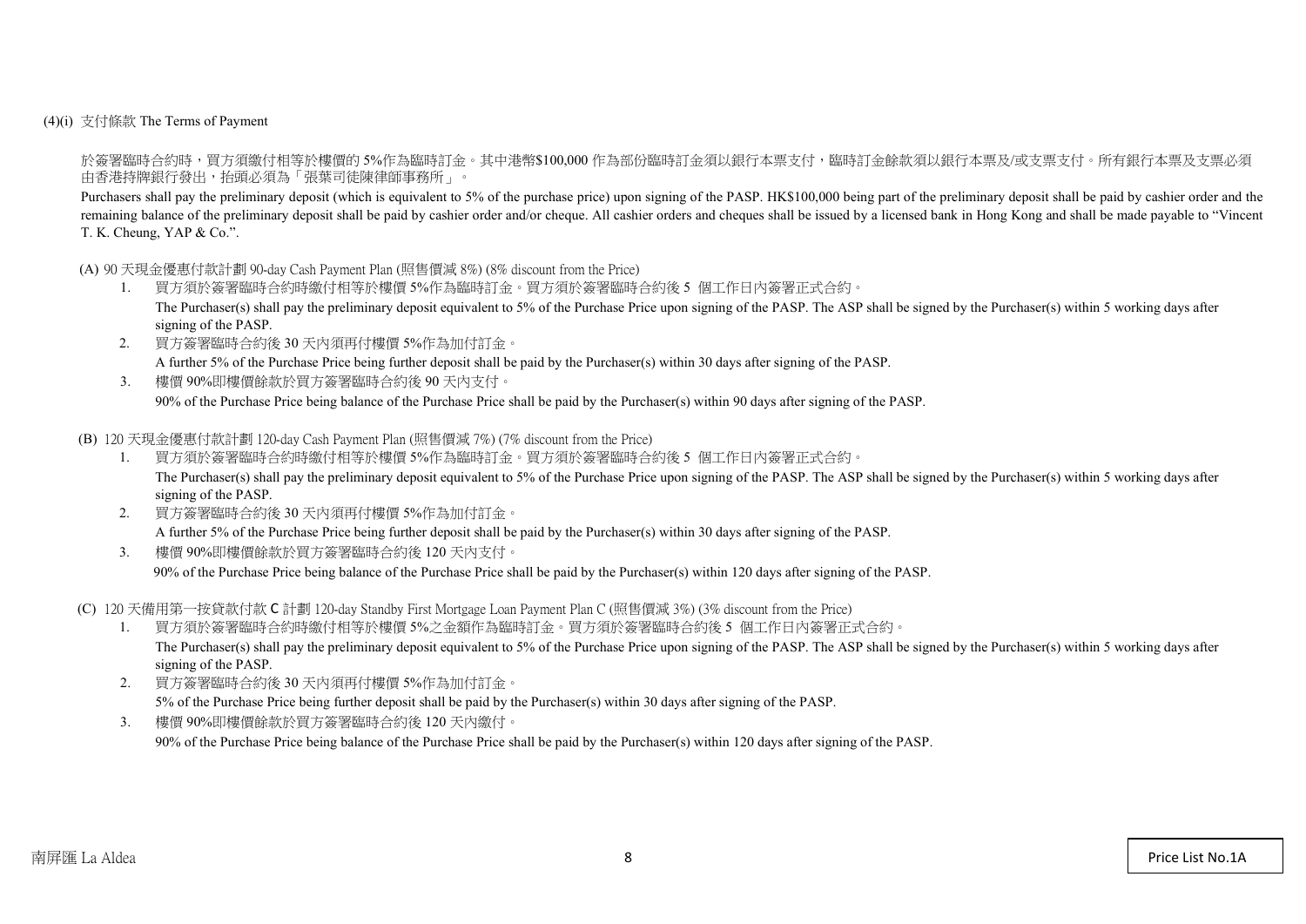(4)(i) 支付條款 The Terms of Payment

於簽署臨時合約時，買方須繳付相等於樓價的 5%作為臨時訂金。其中港幣$100,000 作為部份臨時訂金須以銀行本票支付，臨時訂金餘款須以銀行本票及/或支票支付。所有銀行本票及支票必須由香港持牌銀行發出，抬頭必須為「張葉司徒陳律師事務所」。

Purchasers shall pay the preliminary deposit (which is equivalent to 5% of the purchase price) upon signing of the PASP. HK$100,000 being part of the preliminary deposit shall be paid by cashier order and the remaining balance of the preliminary deposit shall be paid by cashier order and/or cheque. All cashier orders and cheques shall be issued by a licensed bank in Hong Kong and shall be made payable to "Vincent T. K. Cheung, YAP & Co.".

(A) 90 天現金優惠付款計劃 90-day Cash Payment Plan (照售價減 8%) (8% discount from the Price)

1. 買方須於簽署臨時合約時繳付相等於樓價 5%作為臨時訂金。買方須於簽署臨時合約後 5 個工作日內簽署正式合約。
   The Purchaser(s) shall pay the preliminary deposit equivalent to 5% of the Purchase Price upon signing of the PASP. The ASP shall be signed by the Purchaser(s) within 5 working days after signing of the PASP.
2. 買方簽署臨時合約後 30 天內須再付樓價 5%作為加付訂金。
   A further 5% of the Purchase Price being further deposit shall be paid by the Purchaser(s) within 30 days after signing of the PASP.
3. 樓價 90%即樓價餘款於買方簽署臨時合約後 90 天內支付。
   90% of the Purchase Price being balance of the Purchase Price shall be paid by the Purchaser(s) within 90 days after signing of the PASP.

(B) 120 天現金優惠付款計劃 120-day Cash Payment Plan (照售價減 7%) (7% discount from the Price)

1. 買方須於簽署臨時合約時繳付相等於樓價 5%作為臨時訂金。買方須於簽署臨時合約後 5 個工作日內簽署正式合約。
   The Purchaser(s) shall pay the preliminary deposit equivalent to 5% of the Purchase Price upon signing of the PASP. The ASP shall be signed by the Purchaser(s) within 5 working days after signing of the PASP.
2. 買方簽署臨時合約後 30 天內須再付樓價 5%作為加付訂金。
   A further 5% of the Purchase Price being further deposit shall be paid by the Purchaser(s) within 30 days after signing of the PASP.
3. 樓價 90%即樓價餘款於買方簽署臨時合約後 120 天內支付。
   90% of the Purchase Price being balance of the Purchase Price shall be paid by the Purchaser(s) within 120 days after signing of the PASP.

(C) 120 天備用第一按貸款付款 C 計劃 120-day Standby First Mortgage Loan Payment Plan C (照售價減 3%) (3% discount from the Price)

1. 買方須於簽署臨時合約時繳付相等於樓價 5%之金額作為臨時訂金。買方須於簽署臨時合約後 5 個工作日內簽署正式合約。
   The Purchaser(s) shall pay the preliminary deposit equivalent to 5% of the Purchase Price upon signing of the PASP. The ASP shall be signed by the Purchaser(s) within 5 working days after signing of the PASP.
2. 買方簽署臨時合約後 30 天內須再付樓價 5%作為加付訂金。
   5% of the Purchase Price being further deposit shall be paid by the Purchaser(s) within 30 days after signing of the PASP.
3. 樓價 90%即樓價餘款於買方簽署臨時合約後 120 天內繳付。
   90% of the Purchase Price being balance of the Purchase Price shall be paid by the Purchaser(s) within 120 days after signing of the PASP.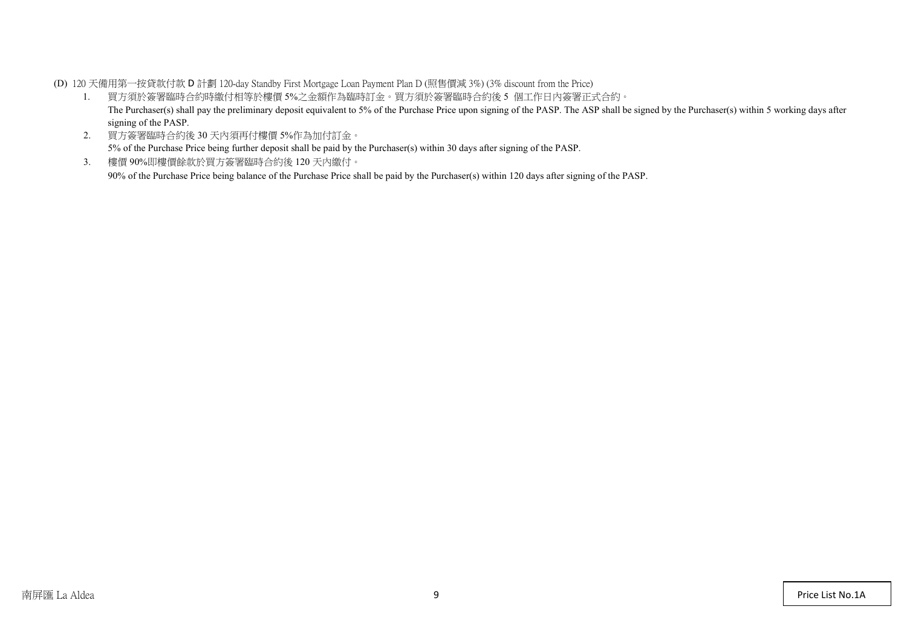(D) 120 天備用第一按貸款付款 D 計劃 120-day Standby First Mortgage Loan Payment Plan D (照售價減 3%) (3% discount from the Price)

1. 買方須於簽署臨時合約時繳付相等於樓價 5%之金額作為臨時訂金。買方須於簽署臨時合約後 5 個工作日內簽署正式合約。
   The Purchaser(s) shall pay the preliminary deposit equivalent to 5% of the Purchase Price upon signing of the PASP. The ASP shall be signed by the Purchaser(s) within 5 working days after signing of the PASP.
2. 買方簽署臨時合約後 30 天內須再付樓價 5%作為加付訂金。
   5% of the Purchase Price being further deposit shall be paid by the Purchaser(s) within 30 days after signing of the PASP.
3. 樓價 90%即樓價餘款於買方簽署臨時合約後 120 天內繳付。
   90% of the Purchase Price being balance of the Purchase Price shall be paid by the Purchaser(s) within 120 days after signing of the PASP.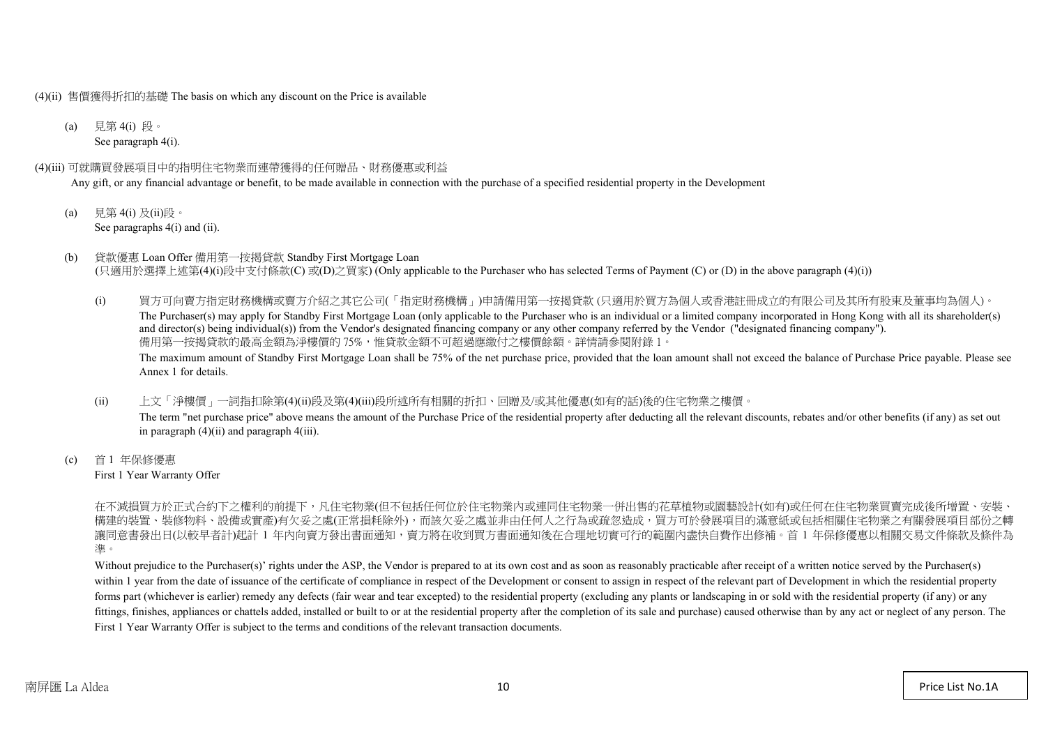(4)(ii) 售價獲得折扣的基礎 The basis on which any discount on the Price is available

(a) 見第 4(i) 段。
See paragraph 4(i).

(4)(iii) 可就購買發展項目中的指明住宅物業而連帶獲得的任何贈品、財務優惠或利益
Any gift, or any financial advantage or benefit, to be made available in connection with the purchase of a specified residential property in the Development

(a) 見第 4(i) 及(ii)段。
See paragraphs 4(i) and (ii).

(b) 貸款優惠 Loan Offer 備用第一按揭貸款 Standby First Mortgage Loan
(只適用於選擇上述第(4)(i)段中支付條款(C) 或(D)之買家) (Only applicable to the Purchaser who has selected Terms of Payment (C) or (D) in the above paragraph (4)(i))

(i) 買方可向賣方指定財務機構或賣方介紹之其它公司(「指定財務機構」)申請備用第一按揭貸款 (只適用於買方為個人或香港註冊成立的有限公司及其所有股東及董事均為個人)。
The Purchaser(s) may apply for Standby First Mortgage Loan (only applicable to the Purchaser who is an individual or a limited company incorporated in Hong Kong with all its shareholder(s) and director(s) being individual(s)) from the Vendor's designated financing company or any other company referred by the Vendor ("designated financing company").
備用第一按揭貸款的最高金額為淨樓價的 75%，惟貸款金額不可超過應繳付之樓價餘額。詳情請參閱附錄 1。
The maximum amount of Standby First Mortgage Loan shall be 75% of the net purchase price, provided that the loan amount shall not exceed the balance of Purchase Price payable. Please see Annex 1 for details.

(ii) 上文「淨樓價」一詞指扣除第(4)(ii)段及第(4)(iii)段所述所有相關的折扣、回贈及/或其他優惠(如有的話)後的住宅物業之樓價。
The term "net purchase price" above means the amount of the Purchase Price of the residential property after deducting all the relevant discounts, rebates and/or other benefits (if any) as set out in paragraph (4)(ii) and paragraph 4(iii).

(c) 首 1 年保修優惠
First 1 Year Warranty Offer

在不減損買方於正式合約下之權利的前提下，凡住宅物業(但不包括任何位於住宅物業內或連同住宅物業一併出售的花草植物或園藝設計(如有)或任何在住宅物業買賣完成後所增置、安裝、構建的裝置、裝修物料、設備或實產)有欠妥之處(正常損耗除外)，而該欠妥之處並非由任何人之行為或疏忽造成，買方可於發展項目的滿意紙或包括相關住宅物業之有關發展項目部份之轉讓同意書發出日(以較早者計)起計 1 年內向賣方發出書面通知，賣方將在收到買方書面通知後在合理地切實可行的範圍內盡快自費作出修補。首 1 年保修優惠以相關交易文件條款及條件為準。

Without prejudice to the Purchaser(s)' rights under the ASP, the Vendor is prepared to at its own cost and as soon as reasonably practicable after receipt of a written notice served by the Purchaser(s) within 1 year from the date of issuance of the certificate of compliance in respect of the Development or consent to assign in respect of the relevant part of Development in which the residential property forms part (whichever is earlier) remedy any defects (fair wear and tear excepted) to the residential property (excluding any plants or landscaping in or sold with the residential property (if any) or any fittings, finishes, appliances or chattels added, installed or built to or at the residential property after the completion of its sale and purchase) caused otherwise than by any act or neglect of any person. The First 1 Year Warranty Offer is subject to the terms and conditions of the relevant transaction documents.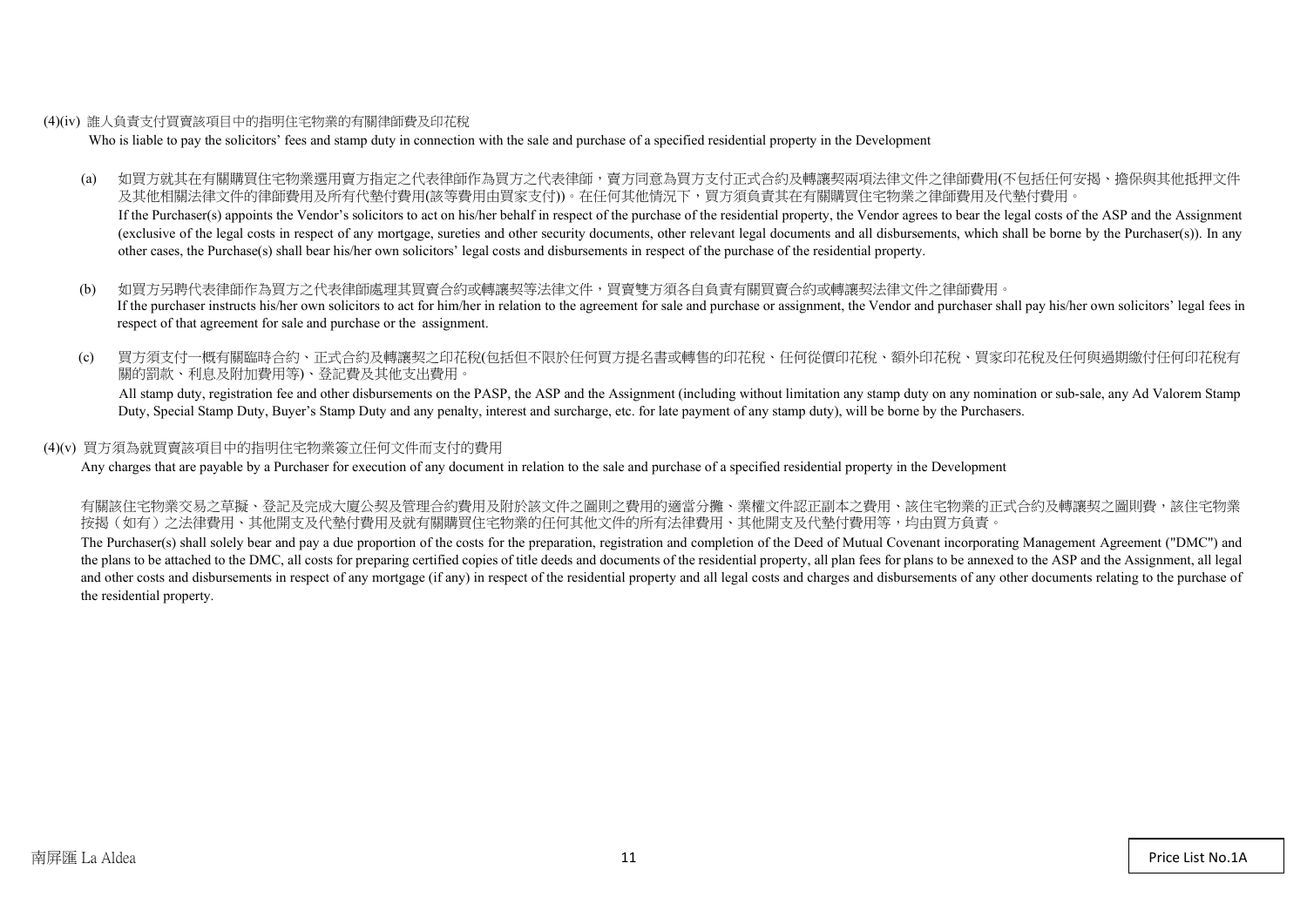(4)(iv) 誰人負責支付買賣該項目中的指明住宅物業的有關律師費及印花稅

Who is liable to pay the solicitors' fees and stamp duty in connection with the sale and purchase of a specified residential property in the Development

(a) 如買方就其在有關購買住宅物業選用賣方指定之代表律師作為買方之代表律師，賣方同意為買方支付正式合約及轉讓契兩項法律文件之律師費用(不包括任何安揭、擔保與其他抵押文件及其他相關法律文件的律師費用及所有代墊付費用(該等費用由買家支付))。在任何其他情況下，買方須負責其在有關購買住宅物業之律師費用及代墊付費用。

If the Purchaser(s) appoints the Vendor's solicitors to act on his/her behalf in respect of the purchase of the residential property, the Vendor agrees to bear the legal costs of the ASP and the Assignment (exclusive of the legal costs in respect of any mortgage, sureties and other security documents, other relevant legal documents and all disbursements, which shall be borne by the Purchaser(s)). In any other cases, the Purchase(s) shall bear his/her own solicitors' legal costs and disbursements in respect of the purchase of the residential property.

(b) 如買方另聘代表律師作為買方之代表律師處理其買賣合約或轉讓契等法律文件，買賣雙方須各自負責有關買賣合約或轉讓契法律文件之律師費用。

If the purchaser instructs his/her own solicitors to act for him/her in relation to the agreement for sale and purchase or assignment, the Vendor and purchaser shall pay his/her own solicitors' legal fees in respect of that agreement for sale and purchase or the assignment.

(c) 買方須支付一概有關臨時合約、正式合約及轉讓契之印花稅(包括但不限於任何買方提名書或轉售的印花稅、任何從價印花稅、額外印花稅、買家印花稅及任何與過期繳付任何印花稅有關的罰款、利息及附加費用等)、登記費及其他支出費用。

All stamp duty, registration fee and other disbursements on the PASP, the ASP and the Assignment (including without limitation any stamp duty on any nomination or sub-sale, any Ad Valorem Stamp Duty, Special Stamp Duty, Buyer's Stamp Duty and any penalty, interest and surcharge, etc. for late payment of any stamp duty), will be borne by the Purchasers.

(4)(v) 買方須為就買賣該項目中的指明住宅物業簽立任何文件而支付的費用

Any charges that are payable by a Purchaser for execution of any document in relation to the sale and purchase of a specified residential property in the Development

有關該住宅物業交易之草擬、登記及完成大廈公契及管理合約費用及附於該文件之圖則之費用的適當分攤、業權文件認正副本之費用、該住宅物業的正式合約及轉讓契之圖則費，該住宅物業按揭（如有）之法律費用、其他開支及代墊付費用及就有關購買住宅物業的任何其他文件的所有法律費用、其他開支及代墊付費用等，均由買方負責。

The Purchaser(s) shall solely bear and pay a due proportion of the costs for the preparation, registration and completion of the Deed of Mutual Covenant incorporating Management Agreement ("DMC") and the plans to be attached to the DMC, all costs for preparing certified copies of title deeds and documents of the residential property, all plan fees for plans to be annexed to the ASP and the Assignment, all legal and other costs and disbursements in respect of any mortgage (if any) in respect of the residential property and all legal costs and charges and disbursements of any other documents relating to the purchase of the residential property.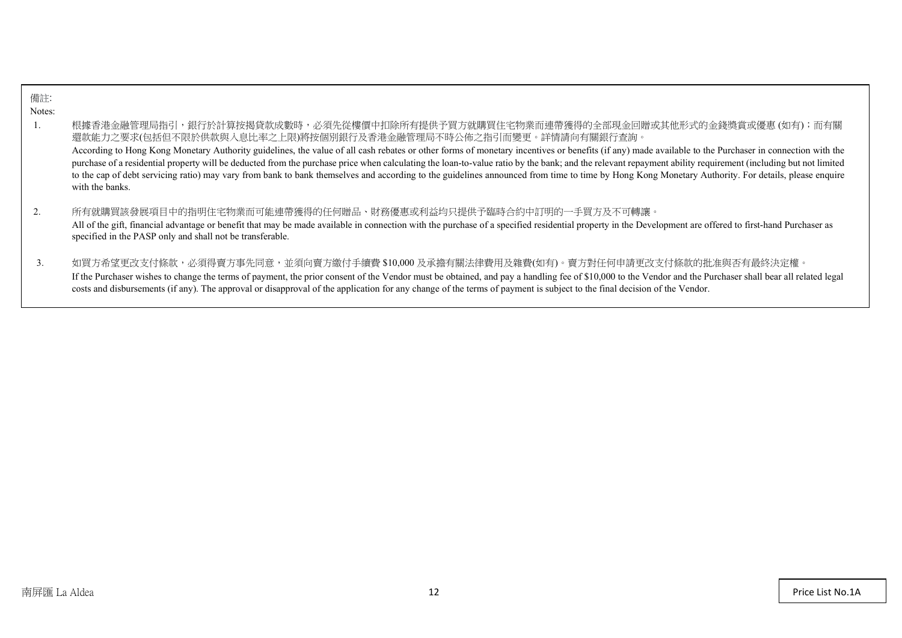備註:

Notes:

1. 根據香港金融管理局指引，銀行於計算按揭貸款成數時，必須先從樓價中扣除所有提供予買方就購買住宅物業而連帶獲得的全部現金回贈或其他形式的金錢獎賞或優惠 (如有)；而有關還款能力之要求(包括但不限於供款與入息比率之上限)將按個別銀行及香港金融管理局不時公佈之指引而變更。詳情請向有關銀行查詢。
   According to Hong Kong Monetary Authority guidelines, the value of all cash rebates or other forms of monetary incentives or benefits (if any) made available to the Purchaser in connection with the purchase of a residential property will be deducted from the purchase price when calculating the loan-to-value ratio by the bank; and the relevant repayment ability requirement (including but not limited to the cap of debt servicing ratio) may vary from bank to bank themselves and according to the guidelines announced from time to time by Hong Kong Monetary Authority. For details, please enquire with the banks.

2. 所有就購買該發展項目中的指明住宅物業而可能連帶獲得的任何贈品、財務優惠或利益均只提供予臨時合約中訂明的一手買方及不可轉讓。
   All of the gift, financial advantage or benefit that may be made available in connection with the purchase of a specified residential property in the Development are offered to first-hand Purchaser as specified in the PASP only and shall not be transferable.

3. 如買方希望更改支付條款，必須得賣方事先同意，並須向賣方繳付手續費 $10,000 及承擔有關法律費用及雜費(如有)。賣方對任何申請更改支付條款的批准與否有最終決定權。
   If the Purchaser wishes to change the terms of payment, the prior consent of the Vendor must be obtained, and pay a handling fee of $10,000 to the Vendor and the Purchaser shall bear all related legal costs and disbursements (if any). The approval or disapproval of the application for any change of the terms of payment is subject to the final decision of the Vendor.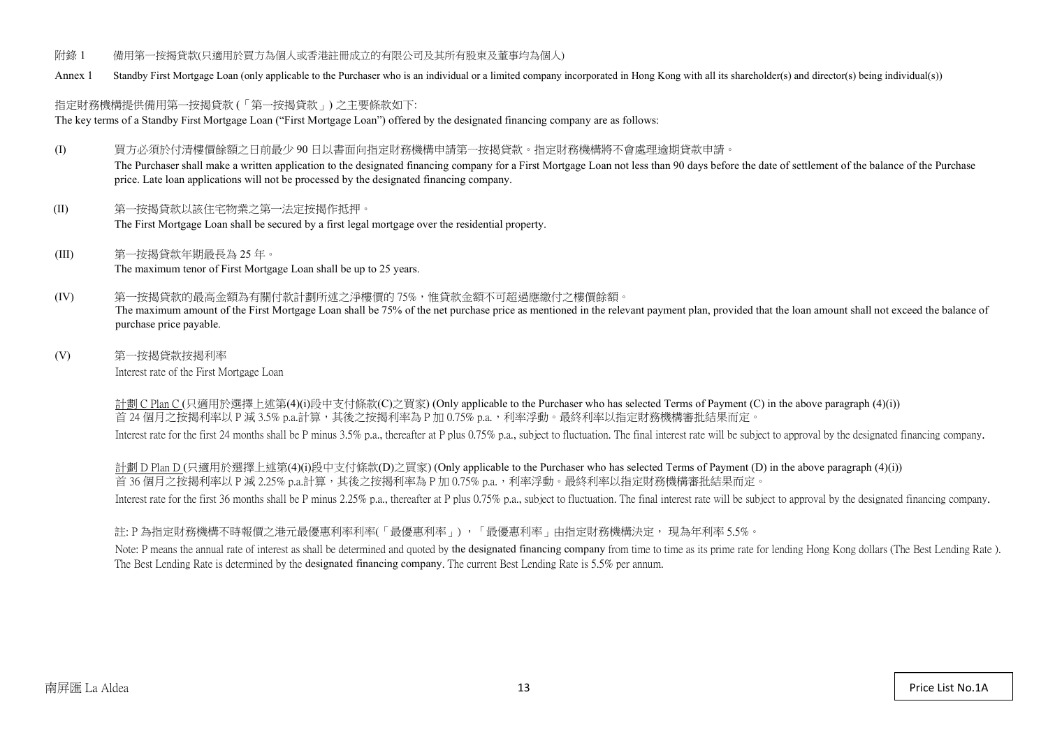附錄 1　備用第一按揭貸款(只適用於買方為個人或香港註冊成立的有限公司及其所有股東及董事均為個人)

Annex 1　Standby First Mortgage Loan (only applicable to the Purchaser who is an individual or a limited company incorporated in Hong Kong with all its shareholder(s) and director(s) being individual(s))

指定財務機構提供備用第一按揭貸款 (「第一按揭貸款」) 之主要條款如下:

The key terms of a Standby First Mortgage Loan ("First Mortgage Loan") offered by the designated financing company are as follows:

(I)　買方必須於付清樓價餘額之日前最少 90 日以書面向指定財務機構申請第一按揭貸款。指定財務機構將不會處理逾期貸款申請。

The Purchaser shall make a written application to the designated financing company for a First Mortgage Loan not less than 90 days before the date of settlement of the balance of the Purchase price. Late loan applications will not be processed by the designated financing company.

(II)　第一按揭貸款以該住宅物業之第一法定按揭作抵押。

The First Mortgage Loan shall be secured by a first legal mortgage over the residential property.

(III)　第一按揭貸款年期最長為 25 年。

The maximum tenor of First Mortgage Loan shall be up to 25 years.

(IV)　第一按揭貸款的最高金額為有關付款計劃所述之淨樓價的 75%，惟貸款金額不可超過應繳付之樓價餘額。

The maximum amount of the First Mortgage Loan shall be 75% of the net purchase price as mentioned in the relevant payment plan, provided that the loan amount shall not exceed the balance of purchase price payable.

(V)　第一按揭貸款按揭利率

Interest rate of the First Mortgage Loan

計劃 C Plan C (只適用於選擇上述第(4)(i)段中支付條款(C)之買家) (Only applicable to the Purchaser who has selected Terms of Payment (C) in the above paragraph (4)(i))

首 24 個月之按揭利率以 P 減 3.5% p.a.計算，其後之按揭利率為 P 加 0.75% p.a.，利率浮動。最終利率以指定財務機構審批結果而定。

Interest rate for the first 24 months shall be P minus 3.5% p.a., thereafter at P plus 0.75% p.a., subject to fluctuation. The final interest rate will be subject to approval by the designated financing company.

計劃 D Plan D (只適用於選擇上述第(4)(i)段中支付條款(D)之買家) (Only applicable to the Purchaser who has selected Terms of Payment (D) in the above paragraph (4)(i))

首 36 個月之按揭利率以 P 減 2.25% p.a.計算，其後之按揭利率為 P 加 0.75% p.a.，利率浮動。最終利率以指定財務機構審批結果而定。

Interest rate for the first 36 months shall be P minus 2.25% p.a., thereafter at P plus 0.75% p.a., subject to fluctuation. The final interest rate will be subject to approval by the designated financing company.

註: P 為指定財務機構不時報價之港元最優惠利率利率(「最優惠利率」)，「最優惠利率」由指定財務機構決定， 現為年利率 5.5%。

Note: P means the annual rate of interest as shall be determined and quoted by the designated financing company from time to time as its prime rate for lending Hong Kong dollars (The Best Lending Rate ). The Best Lending Rate is determined by the designated financing company. The current Best Lending Rate is 5.5% per annum.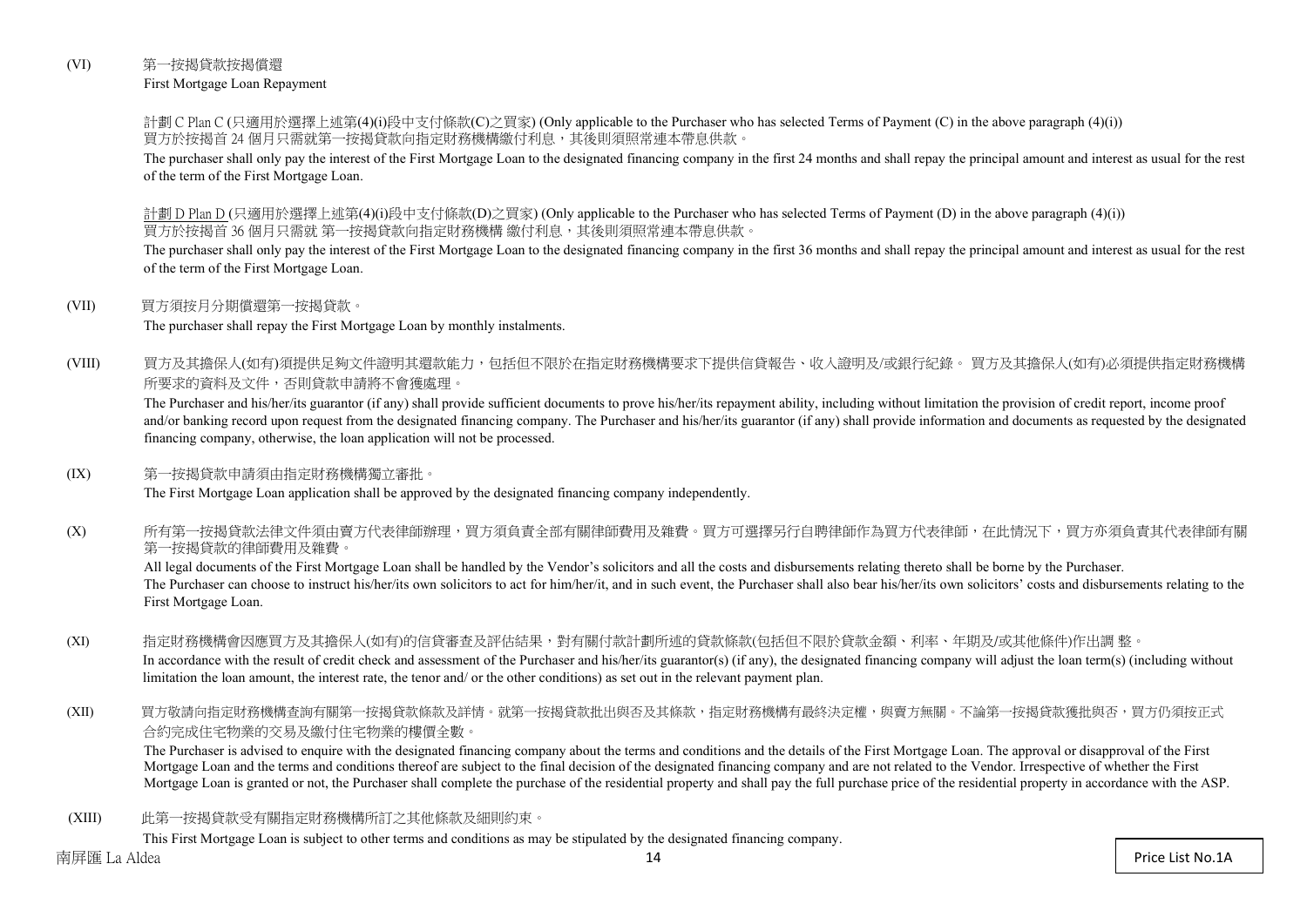(VI) 第一按揭貸款按揭償還
First Mortgage Loan Repayment

計劃 C Plan C (只適用於選擇上述第(4)(i)段中支付條款(C)之買家) (Only applicable to the Purchaser who has selected Terms of Payment (C) in the above paragraph (4)(i))
買方於按揭首 24 個月只需就第一按揭貸款向指定財務機構繳付利息，其後則須照常連本帶息供款。
The purchaser shall only pay the interest of the First Mortgage Loan to the designated financing company in the first 24 months and shall repay the principal amount and interest as usual for the rest of the term of the First Mortgage Loan.

計劃 D Plan D (只適用於選擇上述第(4)(i)段中支付條款(D)之買家) (Only applicable to the Purchaser who has selected Terms of Payment (D) in the above paragraph (4)(i))
買方於按揭首 36 個月只需就 第一按揭貸款向指定財務機構 繳付利息，其後則須照常連本帶息供款。
The purchaser shall only pay the interest of the First Mortgage Loan to the designated financing company in the first 36 months and shall repay the principal amount and interest as usual for the rest of the term of the First Mortgage Loan.

(VII) 買方須按月分期償還第一按揭貸款。
The purchaser shall repay the First Mortgage Loan by monthly instalments.

(VIII) 買方及其擔保人(如有)須提供足夠文件證明其還款能力，包括但不限於在指定財務機構要求下提供信貸報告、收入證明及/或銀行紀錄。 買方及其擔保人(如有)必須提供指定財務機構所要求的資料及文件，否則貸款申請將不會獲處理。
The Purchaser and his/her/its guarantor (if any) shall provide sufficient documents to prove his/her/its repayment ability, including without limitation the provision of credit report, income proof and/or banking record upon request from the designated financing company. The Purchaser and his/her/its guarantor (if any) shall provide information and documents as requested by the designated financing company, otherwise, the loan application will not be processed.

(IX) 第一按揭貸款申請須由指定財務機構獨立審批。
The First Mortgage Loan application shall be approved by the designated financing company independently.

(X) 所有第一按揭貸款法律文件須由賣方代表律師辦理，買方須負責全部有關律師費用及雜費。買方可選擇另行自聘律師作為買方代表律師，在此情況下，買方亦須負責其代表律師有關第一按揭貸款的律師費用及雜費。
All legal documents of the First Mortgage Loan shall be handled by the Vendor's solicitors and all the costs and disbursements relating thereto shall be borne by the Purchaser.
The Purchaser can choose to instruct his/her/its own solicitors to act for him/her/it, and in such event, the Purchaser shall also bear his/her/its own solicitors' costs and disbursements relating to the First Mortgage Loan.

(XI) 指定財務機構會因應買方及其擔保人(如有)的信貸審查及評估結果，對有關付款計劃所述的貸款條款(包括但不限於貸款金額、利率、年期及/或其他條件)作出調 整。
In accordance with the result of credit check and assessment of the Purchaser and his/her/its guarantor(s) (if any), the designated financing company will adjust the loan term(s) (including without limitation the loan amount, the interest rate, the tenor and/ or the other conditions) as set out in the relevant payment plan.

(XII) 買方敬請向指定財務機構查詢有關第一按揭貸款條款及詳情。就第一按揭貸款批出與否及其條款，指定財務機構有最終決定權，與賣方無關。不論第一按揭貸款獲批與否，買方仍須按正式合約完成住宅物業的交易及繳付住宅物業的樓價全數。
The Purchaser is advised to enquire with the designated financing company about the terms and conditions and the details of the First Mortgage Loan. The approval or disapproval of the First Mortgage Loan and the terms and conditions thereof are subject to the final decision of the designated financing company and are not related to the Vendor. Irrespective of whether the First Mortgage Loan is granted or not, the Purchaser shall complete the purchase of the residential property and shall pay the full purchase price of the residential property in accordance with the ASP.

(XIII) 此第一按揭貸款受有關指定財務機構所訂之其他條款及細則約束。
This First Mortgage Loan is subject to other terms and conditions as may be stipulated by the designated financing company.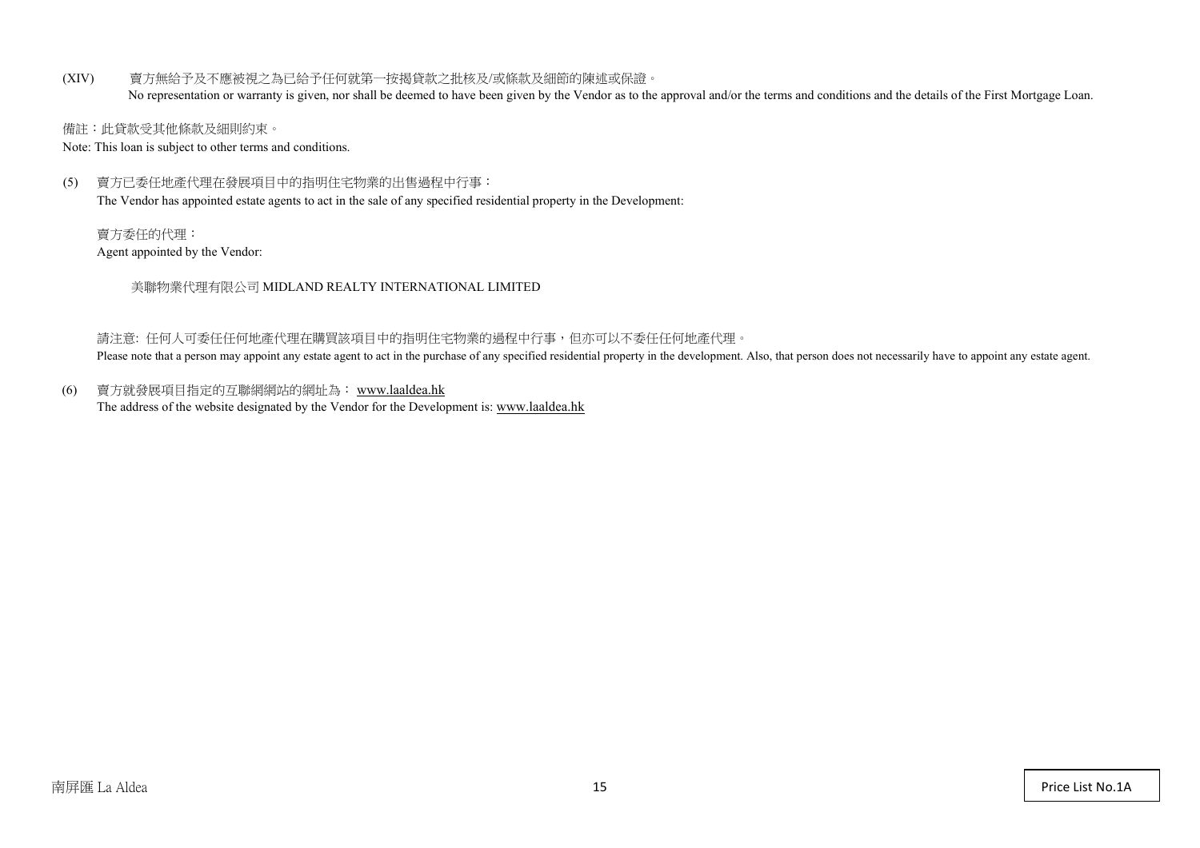(XIV) 賣方無給予及不應被視之為已給予任何就第一按揭貸款之批核及/或條款及細節的陳述或保證。
No representation or warranty is given, nor shall be deemed to have been given by the Vendor as to the approval and/or the terms and conditions and the details of the First Mortgage Loan.

備註：此貸款受其他條款及細則約束。
Note: This loan is subject to other terms and conditions.

(5) 賣方已委任地產代理在發展項目中的指明住宅物業的出售過程中行事：
The Vendor has appointed estate agents to act in the sale of any specified residential property in the Development:

賣方委任的代理：
Agent appointed by the Vendor:

美聯物業代理有限公司 MIDLAND REALTY INTERNATIONAL LIMITED

請注意: 任何人可委任任何地產代理在購買該項目中的指明住宅物業的過程中行事，但亦可以不委任任何地產代理。
Please note that a person may appoint any estate agent to act in the purchase of any specified residential property in the development. Also, that person does not necessarily have to appoint any estate agent.

(6) 賣方就發展項目指定的互聯網網站的網址為： www.laaldea.hk
The address of the website designated by the Vendor for the Development is: www.laaldea.hk